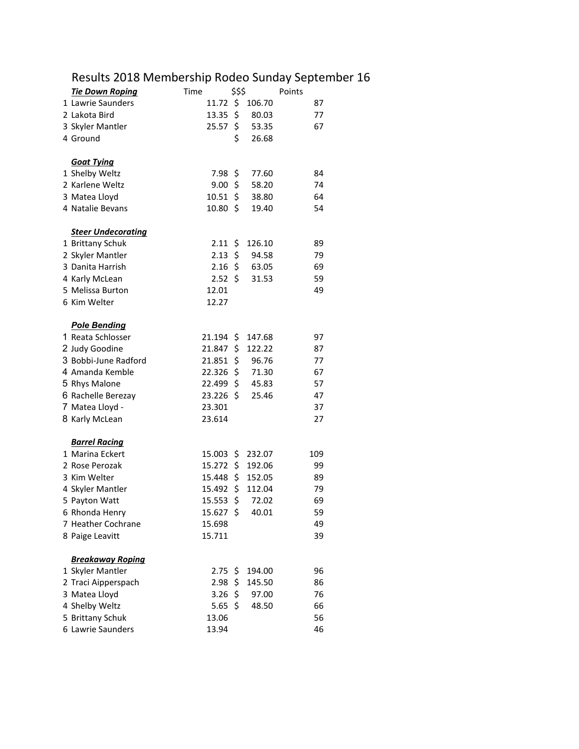# Results 2018 Membership Rodeo Sunday September 16

| | | Time | $$$ | Points |
|---|---|---|---|---|
| | ***Tie Down Roping*** | | | |
| 1 | Lawrie Saunders | 11.72 | $ 106.70 | 87 |
| 2 | Lakota Bird | 13.35 | $ 80.03 | 77 |
| 3 | Skyler Mantler | 25.57 | $ 53.35 | 67 |
| 4 | Ground | | $ 26.68 | |
| | | | | |
| | ***Goat Tying*** | | | |
| 1 | Shelby Weltz | 7.98 | $ 77.60 | 84 |
| 2 | Karlene Weltz | 9.00 | $ 58.20 | 74 |
| 3 | Matea Lloyd | 10.51 | $ 38.80 | 64 |
| 4 | Natalie Bevans | 10.80 | $ 19.40 | 54 |
| | | | | |
| | ***Steer Undecorating*** | | | |
| 1 | Brittany Schuk | 2.11 | $ 126.10 | 89 |
| 2 | Skyler Mantler | 2.13 | $ 94.58 | 79 |
| 3 | Danita Harrish | 2.16 | $ 63.05 | 69 |
| 4 | Karly McLean | 2.52 | $ 31.53 | 59 |
| 5 | Melissa Burton | 12.01 | | 49 |
| 6 | Kim Welter | 12.27 | | |
| | | | | |
| | ***Pole Bending*** | | | |
| 1 | Reata Schlosser | 21.194 | $ 147.68 | 97 |
| 2 | Judy Goodine | 21.847 | $ 122.22 | 87 |
| 3 | Bobbi-June Radford | 21.851 | $ 96.76 | 77 |
| 4 | Amanda Kemble | 22.326 | $ 71.30 | 67 |
| 5 | Rhys Malone | 22.499 | $ 45.83 | 57 |
| 6 | Rachelle Berezay | 23.226 | $ 25.46 | 47 |
| 7 | Matea Lloyd - | 23.301 | | 37 |
| 8 | Karly McLean | 23.614 | | 27 |
| | | | | |
| | ***Barrel Racing*** | | | |
| 1 | Marina Eckert | 15.003 | $ 232.07 | 109 |
| 2 | Rose Perozak | 15.272 | $ 192.06 | 99 |
| 3 | Kim Welter | 15.448 | $ 152.05 | 89 |
| 4 | Skyler Mantler | 15.492 | $ 112.04 | 79 |
| 5 | Payton Watt | 15.553 | $ 72.02 | 69 |
| 6 | Rhonda Henry | 15.627 | $ 40.01 | 59 |
| 7 | Heather Cochrane | 15.698 | | 49 |
| 8 | Paige Leavitt | 15.711 | | 39 |
| | | | | |
| | ***Breakaway Roping*** | | | |
| 1 | Skyler Mantler | 2.75 | $ 194.00 | 96 |
| 2 | Traci Aipperspach | 2.98 | $ 145.50 | 86 |
| 3 | Matea Lloyd | 3.26 | $ 97.00 | 76 |
| 4 | Shelby Weltz | 5.65 | $ 48.50 | 66 |
| 5 | Brittany Schuk | 13.06 | | 56 |
| 6 | Lawrie Saunders | 13.94 | | 46 |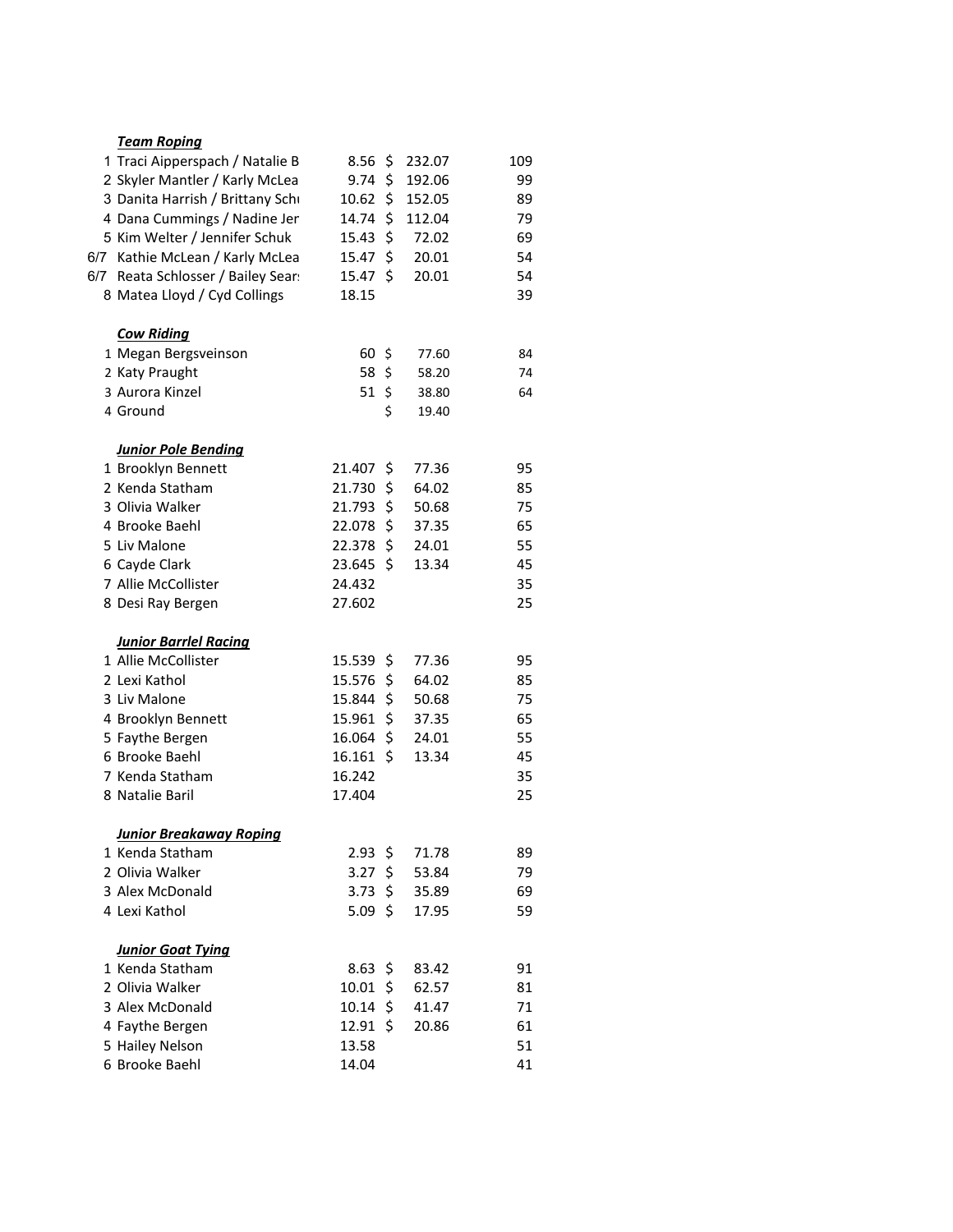**_Team Roping_**

| | | | | |
|---|---|---|---|---|
| 1 | Traci Aipperspach / Natalie B | 8.56 | $ 232.07 | 109 |
| 2 | Skyler Mantler / Karly McLea | 9.74 | $ 192.06 | 99 |
| 3 | Danita Harrish / Brittany Schu | 10.62 | $ 152.05 | 89 |
| 4 | Dana Cummings / Nadine Jer | 14.74 | $ 112.04 | 79 |
| 5 | Kim Welter / Jennifer Schuk | 15.43 | $ 72.02 | 69 |
| 6/7 | Kathie McLean / Karly McLea | 15.47 | $ 20.01 | 54 |
| 6/7 | Reata Schlosser / Bailey Sears | 15.47 | $ 20.01 | 54 |
| 8 | Matea Lloyd / Cyd Collings | 18.15 | | 39 |

**_Cow Riding_**

| | | | | |
|---|---|---|---|---|
| 1 | Megan Bergsveinson | 60 | $ 77.60 | 84 |
| 2 | Katy Praught | 58 | $ 58.20 | 74 |
| 3 | Aurora Kinzel | 51 | $ 38.80 | 64 |
| 4 | Ground | | $ 19.40 | |

**_Junior Pole Bending_**

| | | | | |
|---|---|---|---|---|
| 1 | Brooklyn Bennett | 21.407 | $ 77.36 | 95 |
| 2 | Kenda Statham | 21.730 | $ 64.02 | 85 |
| 3 | Olivia Walker | 21.793 | $ 50.68 | 75 |
| 4 | Brooke Baehl | 22.078 | $ 37.35 | 65 |
| 5 | Liv Malone | 22.378 | $ 24.01 | 55 |
| 6 | Cayde Clark | 23.645 | $ 13.34 | 45 |
| 7 | Allie McCollister | 24.432 | | 35 |
| 8 | Desi Ray Bergen | 27.602 | | 25 |

**_Junior Barrlel Racing_**

| | | | | |
|---|---|---|---|---|
| 1 | Allie McCollister | 15.539 | $ 77.36 | 95 |
| 2 | Lexi Kathol | 15.576 | $ 64.02 | 85 |
| 3 | Liv Malone | 15.844 | $ 50.68 | 75 |
| 4 | Brooklyn Bennett | 15.961 | $ 37.35 | 65 |
| 5 | Faythe Bergen | 16.064 | $ 24.01 | 55 |
| 6 | Brooke Baehl | 16.161 | $ 13.34 | 45 |
| 7 | Kenda Statham | 16.242 | | 35 |
| 8 | Natalie Baril | 17.404 | | 25 |

**_Junior Breakaway Roping_**

| | | | | |
|---|---|---|---|---|
| 1 | Kenda Statham | 2.93 | $ 71.78 | 89 |
| 2 | Olivia Walker | 3.27 | $ 53.84 | 79 |
| 3 | Alex McDonald | 3.73 | $ 35.89 | 69 |
| 4 | Lexi Kathol | 5.09 | $ 17.95 | 59 |

**_Junior Goat Tying_**

| | | | | |
|---|---|---|---|---|
| 1 | Kenda Statham | 8.63 | $ 83.42 | 91 |
| 2 | Olivia Walker | 10.01 | $ 62.57 | 81 |
| 3 | Alex McDonald | 10.14 | $ 41.47 | 71 |
| 4 | Faythe Bergen | 12.91 | $ 20.86 | 61 |
| 5 | Hailey Nelson | 13.58 | | 51 |
| 6 | Brooke Baehl | 14.04 | | 41 |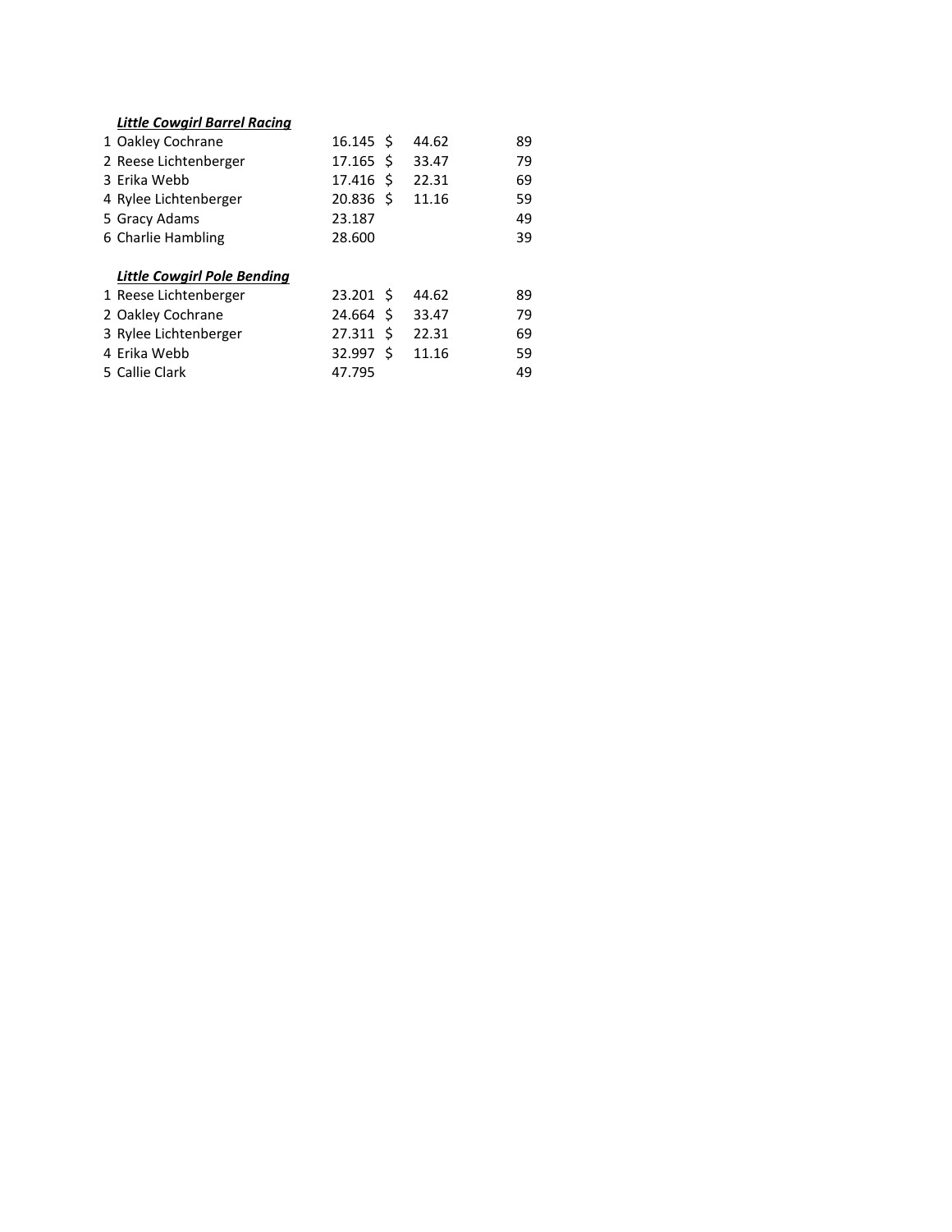***Little Cowgirl Barrel Racing***

| | | | | |
|---|---|---|---|---|
| 1 | Oakley Cochrane | 16.145 | $ 44.62 | 89 |
| 2 | Reese Lichtenberger | 17.165 | $ 33.47 | 79 |
| 3 | Erika Webb | 17.416 | $ 22.31 | 69 |
| 4 | Rylee Lichtenberger | 20.836 | $ 11.16 | 59 |
| 5 | Gracy Adams | 23.187 | | 49 |
| 6 | Charlie Hambling | 28.600 | | 39 |

***Little Cowgirl Pole Bending***

| | | | | |
|---|---|---|---|---|
| 1 | Reese Lichtenberger | 23.201 | $ 44.62 | 89 |
| 2 | Oakley Cochrane | 24.664 | $ 33.47 | 79 |
| 3 | Rylee Lichtenberger | 27.311 | $ 22.31 | 69 |
| 4 | Erika Webb | 32.997 | $ 11.16 | 59 |
| 5 | Callie Clark | 47.795 | | 49 |